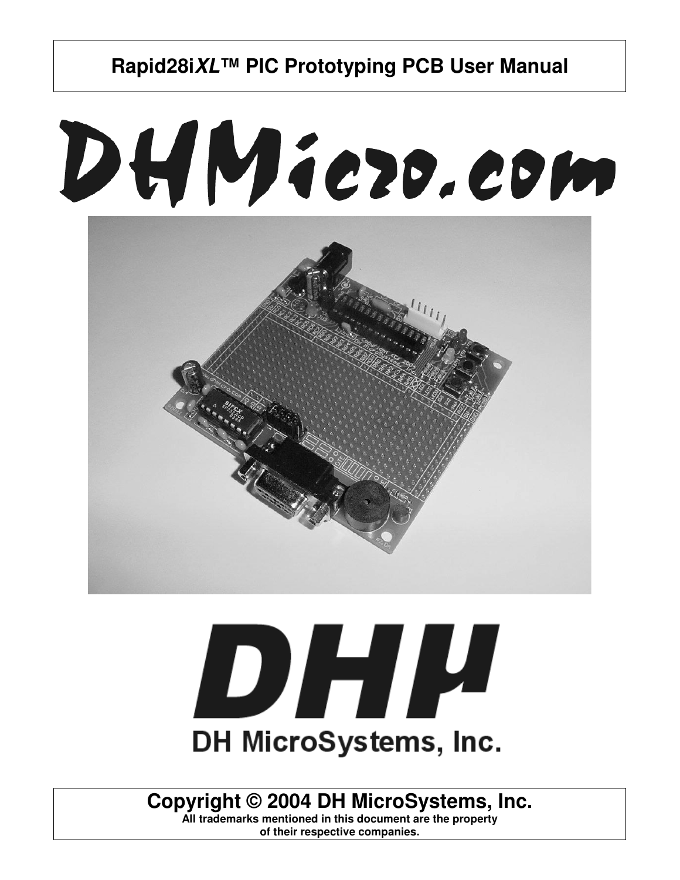# Rapid28i*XL*™ PIC Prototyping PCB User Manual

DHMicro.com

DHμ

DH MicroSystems, Inc.

**Copyright © 2004 DH MicroSystems, Inc.**

**All trademarks mentioned in this document are the property of their respective companies.**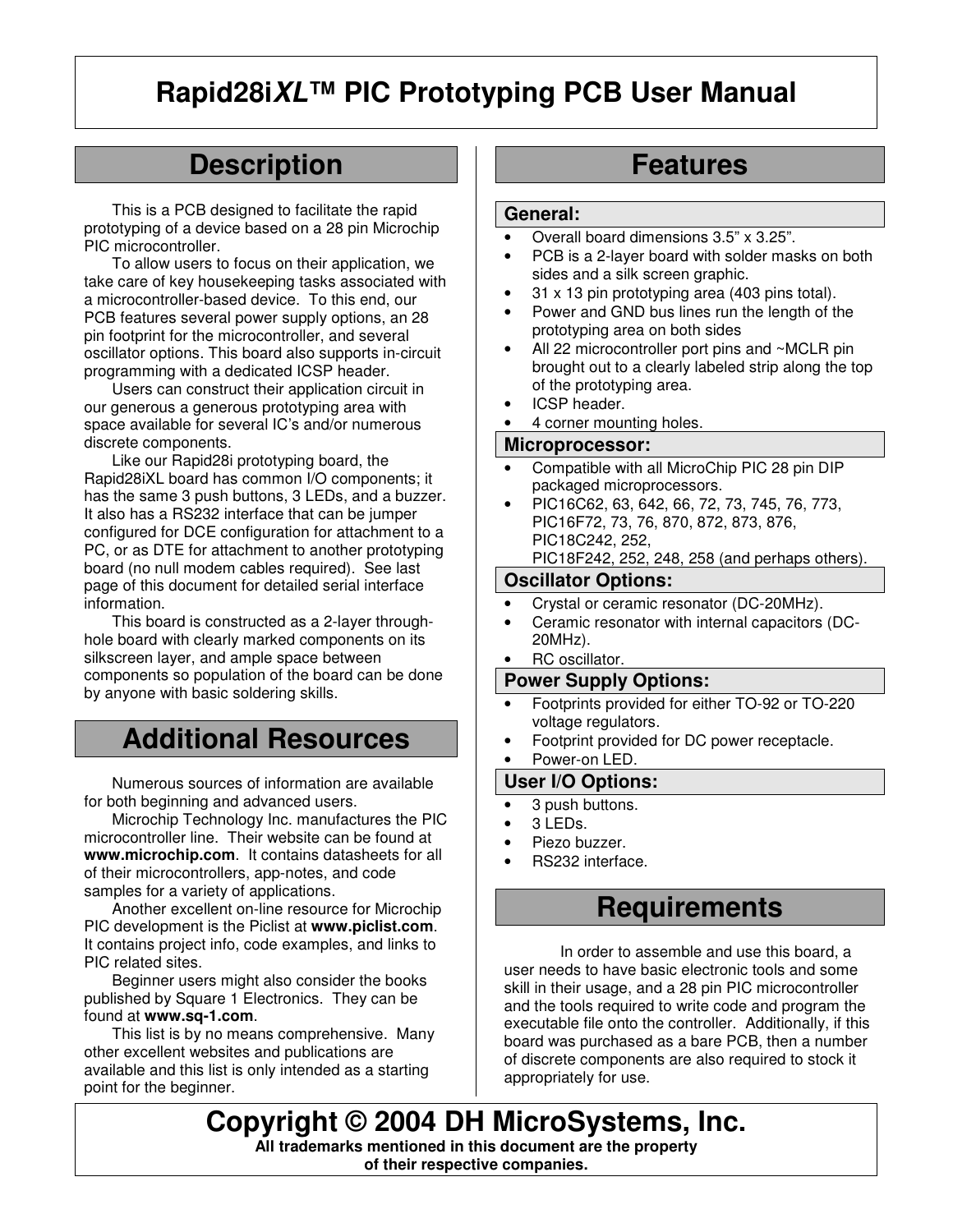# Rapid28i*XL*™ PIC Prototyping PCB User Manual

## Description

This is a PCB designed to facilitate the rapid prototyping of a device based on a 28 pin Microchip PIC microcontroller.

To allow users to focus on their application, we take care of key housekeeping tasks associated with a microcontroller-based device. To this end, our PCB features several power supply options, an 28 pin footprint for the microcontroller, and several oscillator options. This board also supports in-circuit programming with a dedicated ICSP header.

Users can construct their application circuit in our generous a generous prototyping area with space available for several IC's and/or numerous discrete components.

Like our Rapid28i prototyping board, the Rapid28iXL board has common I/O components; it has the same 3 push buttons, 3 LEDs, and a buzzer. It also has a RS232 interface that can be jumper configured for DCE configuration for attachment to a PC, or as DTE for attachment to another prototyping board (no null modem cables required). See last page of this document for detailed serial interface information.

This board is constructed as a 2-layer through-hole board with clearly marked components on its silkscreen layer, and ample space between components so population of the board can be done by anyone with basic soldering skills.

## Additional Resources

Numerous sources of information are available for both beginning and advanced users.

Microchip Technology Inc. manufactures the PIC microcontroller line. Their website can be found at **www.microchip.com**. It contains datasheets for all of their microcontrollers, app-notes, and code samples for a variety of applications.

Another excellent on-line resource for Microchip PIC development is the Piclist at **www.piclist.com**. It contains project info, code examples, and links to PIC related sites.

Beginner users might also consider the books published by Square 1 Electronics. They can be found at **www.sq-1.com**.

This list is by no means comprehensive. Many other excellent websites and publications are available and this list is only intended as a starting point for the beginner.

## Features

### General:

- Overall board dimensions 3.5" x 3.25".
- PCB is a 2-layer board with solder masks on both sides and a silk screen graphic.
- 31 x 13 pin prototyping area (403 pins total).
- Power and GND bus lines run the length of the prototyping area on both sides
- All 22 microcontroller port pins and ~MCLR pin brought out to a clearly labeled strip along the top of the prototyping area.
- ICSP header.
- 4 corner mounting holes.

### Microprocessor:

- Compatible with all MicroChip PIC 28 pin DIP packaged microprocessors.
- PIC16C62, 63, 642, 66, 72, 73, 745, 76, 773, PIC16F72, 73, 76, 870, 872, 873, 876, PIC18C242, 252, PIC18F242, 252, 248, 258 (and perhaps others).

### Oscillator Options:

- Crystal or ceramic resonator (DC-20MHz).
- Ceramic resonator with internal capacitors (DC-20MHz).
- RC oscillator.

### Power Supply Options:

- Footprints provided for either TO-92 or TO-220 voltage regulators.
- Footprint provided for DC power receptacle.
- Power-on LED.

### User I/O Options:

- 3 push buttons.
- 3 LEDs.
- Piezo buzzer.
- RS232 interface.

## Requirements

In order to assemble and use this board, a user needs to have basic electronic tools and some skill in their usage, and a 28 pin PIC microcontroller and the tools required to write code and program the executable file onto the controller. Additionally, if this board was purchased as a bare PCB, then a number of discrete components are also required to stock it appropriately for use.

**Copyright © 2004 DH MicroSystems, Inc.**

**All trademarks mentioned in this document are the property of their respective companies.**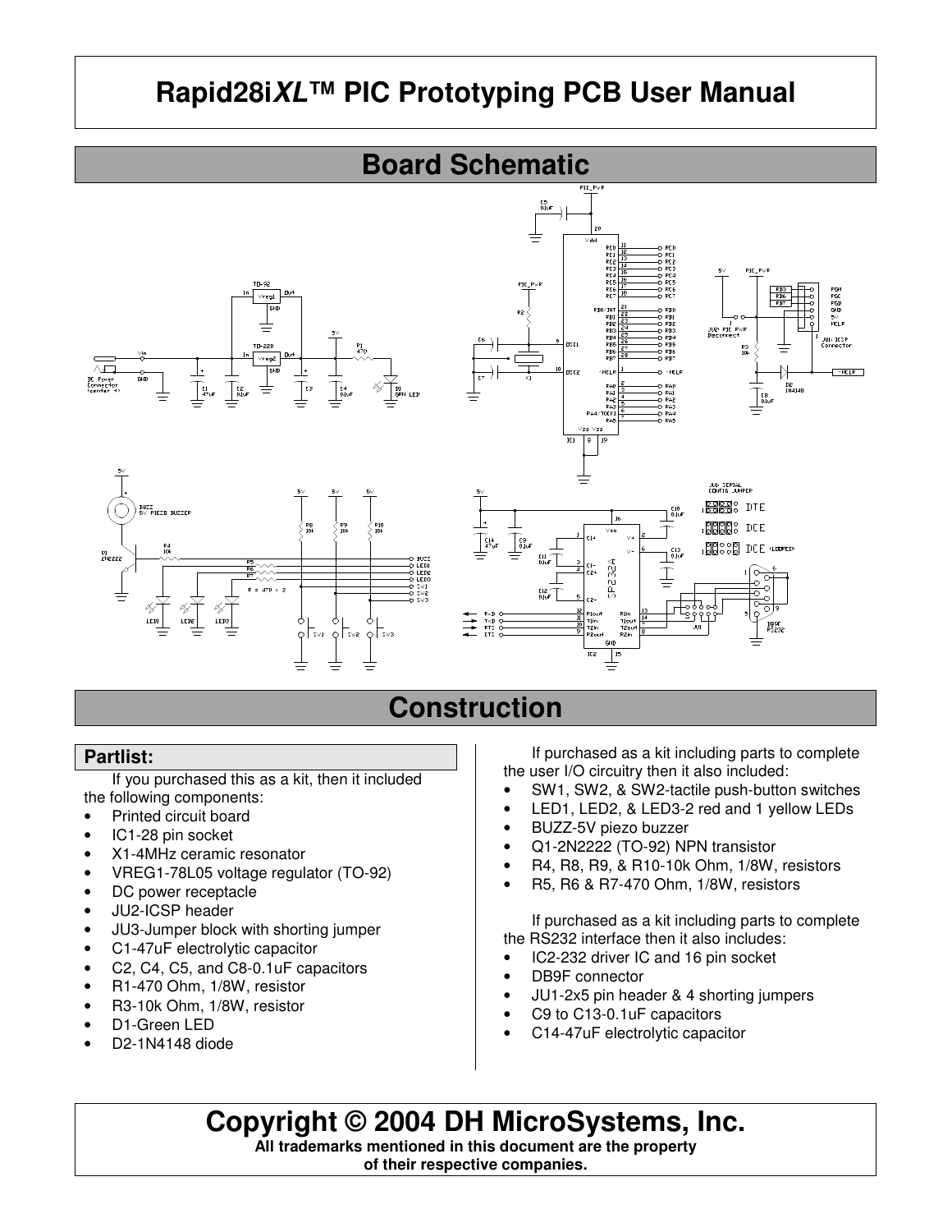# Rapid28i*XL*™ PIC Prototyping PCB User Manual

## Board Schematic

## Construction

### Partlist:

If you purchased this as a kit, then it included the following components:

- Printed circuit board
- IC1-28 pin socket
- X1-4MHz ceramic resonator
- VREG1-78L05 voltage regulator (TO-92)
- DC power receptacle
- JU2-ICSP header
- JU3-Jumper block with shorting jumper
- C1-47uF electrolytic capacitor
- C2, C4, C5, and C8-0.1uF capacitors
- R1-470 Ohm, 1/8W, resistor
- R3-10k Ohm, 1/8W, resistor
- D1-Green LED
- D2-1N4148 diode

If purchased as a kit including parts to complete the user I/O circuitry then it also included:

- SW1, SW2, & SW2-tactile push-button switches
- LED1, LED2, & LED3-2 red and 1 yellow LEDs
- BUZZ-5V piezo buzzer
- Q1-2N2222 (TO-92) NPN transistor
- R4, R8, R9, & R10-10k Ohm, 1/8W, resistors
- R5, R6 & R7-470 Ohm, 1/8W, resistors

If purchased as a kit including parts to complete the RS232 interface then it also includes:

- IC2-232 driver IC and 16 pin socket
- DB9F connector
- JU1-2x5 pin header & 4 shorting jumpers
- C9 to C13-0.1uF capacitors
- C14-47uF electrolytic capacitor

## Copyright © 2004 DH MicroSystems, Inc.

**All trademarks mentioned in this document are the property of their respective companies.**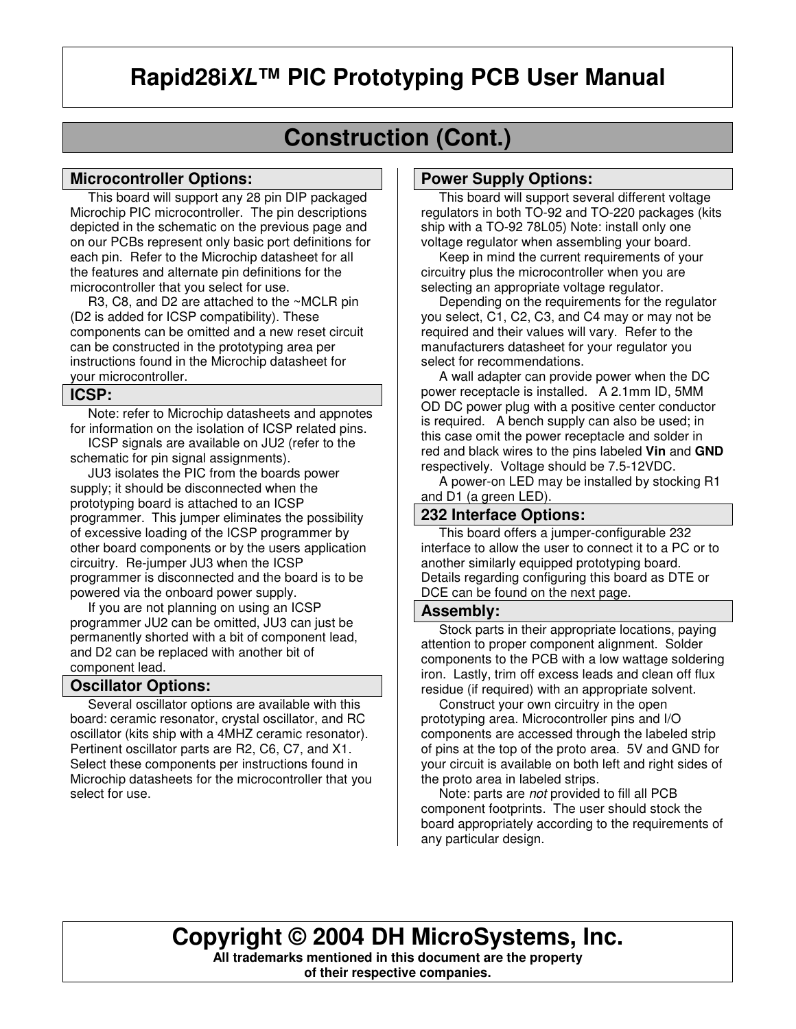# Rapid28i*XL*™ PIC Prototyping PCB User Manual

## Construction (Cont.)

### Microcontroller Options:

This board will support any 28 pin DIP packaged Microchip PIC microcontroller. The pin descriptions depicted in the schematic on the previous page and on our PCBs represent only basic port definitions for each pin. Refer to the Microchip datasheet for all the features and alternate pin definitions for the microcontroller that you select for use.

R3, C8, and D2 are attached to the ~MCLR pin (D2 is added for ICSP compatibility). These components can be omitted and a new reset circuit can be constructed in the prototyping area per instructions found in the Microchip datasheet for your microcontroller.

### ICSP:

Note: refer to Microchip datasheets and appnotes for information on the isolation of ICSP related pins.

ICSP signals are available on JU2 (refer to the schematic for pin signal assignments).

JU3 isolates the PIC from the boards power supply; it should be disconnected when the prototyping board is attached to an ICSP programmer. This jumper eliminates the possibility of excessive loading of the ICSP programmer by other board components or by the users application circuitry. Re-jumper JU3 when the ICSP programmer is disconnected and the board is to be powered via the onboard power supply.

If you are not planning on using an ICSP programmer JU2 can be omitted, JU3 can just be permanently shorted with a bit of component lead, and D2 can be replaced with another bit of component lead.

### Oscillator Options:

Several oscillator options are available with this board: ceramic resonator, crystal oscillator, and RC oscillator (kits ship with a 4MHZ ceramic resonator). Pertinent oscillator parts are R2, C6, C7, and X1. Select these components per instructions found in Microchip datasheets for the microcontroller that you select for use.

### Power Supply Options:

This board will support several different voltage regulators in both TO-92 and TO-220 packages (kits ship with a TO-92 78L05) Note: install only one voltage regulator when assembling your board.

Keep in mind the current requirements of your circuitry plus the microcontroller when you are selecting an appropriate voltage regulator.

Depending on the requirements for the regulator you select, C1, C2, C3, and C4 may or may not be required and their values will vary. Refer to the manufacturers datasheet for your regulator you select for recommendations.

A wall adapter can provide power when the DC power receptacle is installed. A 2.1mm ID, 5MM OD DC power plug with a positive center conductor is required. A bench supply can also be used; in this case omit the power receptacle and solder in red and black wires to the pins labeled **Vin** and **GND** respectively. Voltage should be 7.5-12VDC.

A power-on LED may be installed by stocking R1 and D1 (a green LED).

### 232 Interface Options:

This board offers a jumper-configurable 232 interface to allow the user to connect it to a PC or to another similarly equipped prototyping board. Details regarding configuring this board as DTE or DCE can be found on the next page.

### Assembly:

Stock parts in their appropriate locations, paying attention to proper component alignment. Solder components to the PCB with a low wattage soldering iron. Lastly, trim off excess leads and clean off flux residue (if required) with an appropriate solvent.

Construct your own circuitry in the open prototyping area. Microcontroller pins and I/O components are accessed through the labeled strip of pins at the top of the proto area. 5V and GND for your circuit is available on both left and right sides of the proto area in labeled strips.

Note: parts are *not* provided to fill all PCB component footprints. The user should stock the board appropriately according to the requirements of any particular design.

**Copyright © 2004 DH MicroSystems, Inc.**

**All trademarks mentioned in this document are the property of their respective companies.**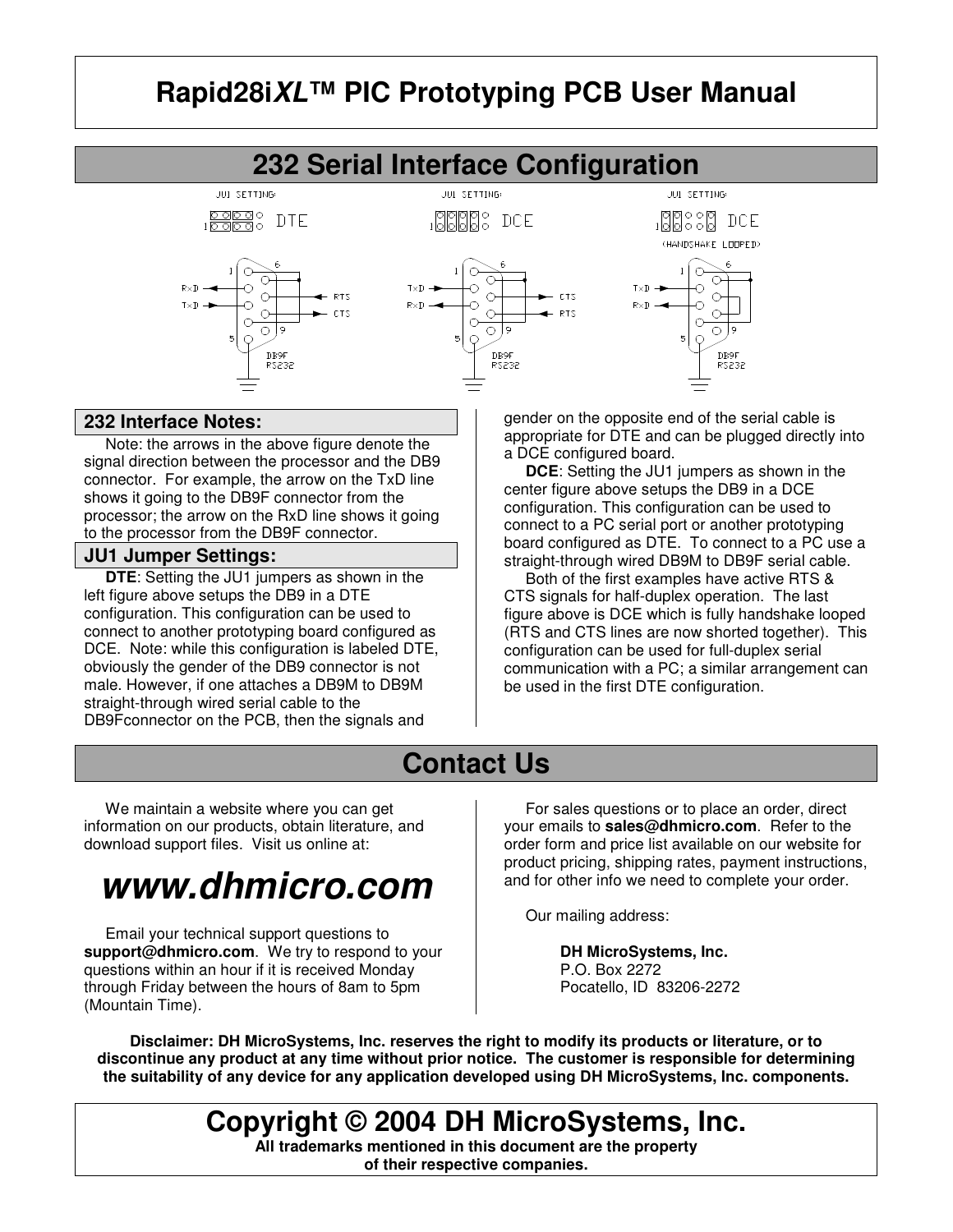# Rapid28iXL™ PIC Prototyping PCB User Manual

## 232 Serial Interface Configuration

JU1 SETTING:
DTE

RxD
TxD
RTS
CTS
DB9F
RS232

JU1 SETTING:
DCE

TxD
RxD
CTS
RTS
DB9F
RS232

JU1 SETTING:
DCE
(HANDSHAKE LOOPED)

TxD
RxD
DB9F
RS232

### 232 Interface Notes:

Note: the arrows in the above figure denote the signal direction between the processor and the DB9 connector. For example, the arrow on the TxD line shows it going to the DB9F connector from the processor; the arrow on the RxD line shows it going to the processor from the DB9F connector.

### JU1 Jumper Settings:

**DTE**: Setting the JU1 jumpers as shown in the left figure above setups the DB9 in a DTE configuration. This configuration can be used to connect to another prototyping board configured as DCE. Note: while this configuration is labeled DTE, obviously the gender of the DB9 connector is not male. However, if one attaches a DB9M to DB9M straight-through wired serial cable to the DB9Fconnector on the PCB, then the signals and gender on the opposite end of the serial cable is appropriate for DTE and can be plugged directly into a DCE configured board.

**DCE**: Setting the JU1 jumpers as shown in the center figure above setups the DB9 in a DCE configuration. This configuration can be used to connect to a PC serial port or another prototyping board configured as DTE. To connect to a PC use a straight-through wired DB9M to DB9F serial cable.

Both of the first examples have active RTS & CTS signals for half-duplex operation. The last figure above is DCE which is fully handshake looped (RTS and CTS lines are now shorted together). This configuration can be used for full-duplex serial communication with a PC; a similar arrangement can be used in the first DTE configuration.

## Contact Us

We maintain a website where you can get information on our products, obtain literature, and download support files. Visit us online at:

***www.dhmicro.com***

Email your technical support questions to **support@dhmicro.com**. We try to respond to your questions within an hour if it is received Monday through Friday between the hours of 8am to 5pm (Mountain Time).

For sales questions or to place an order, direct your emails to **sales@dhmicro.com**. Refer to the order form and price list available on our website for product pricing, shipping rates, payment instructions, and for other info we need to complete your order.

Our mailing address:

**DH MicroSystems, Inc.**
P.O. Box 2272
Pocatello, ID 83206-2272

**Disclaimer: DH MicroSystems, Inc. reserves the right to modify its products or literature, or to discontinue any product at any time without prior notice. The customer is responsible for determining the suitability of any device for any application developed using DH MicroSystems, Inc. components.**

## Copyright © 2004 DH MicroSystems, Inc.

**All trademarks mentioned in this document are the property of their respective companies.**